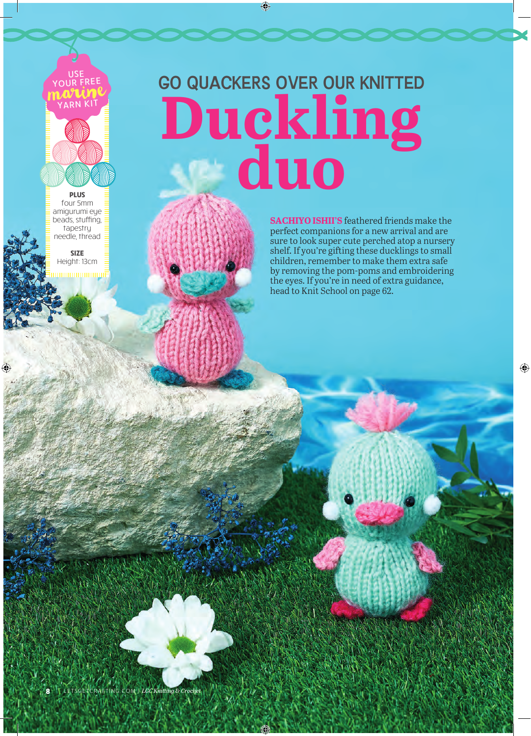USE YOUR FREE *marine* YARN KIT

**PLUS**
four 5mm amigurumi eye beads, stuffing, tapestry needle, thread

**SIZE**
Height: 13cm

# GO QUACKERS OVER OUR KNITTED Duckling duo

**SACHIYO ISHII'S** feathered friends make the perfect companions for a new arrival and are sure to look super cute perched atop a nursery shelf. If you're gifting these ducklings to small children, remember to make them extra safe by removing the pom-poms and embroidering the eyes. If you're in need of extra guidance, head to Knit School on page 62.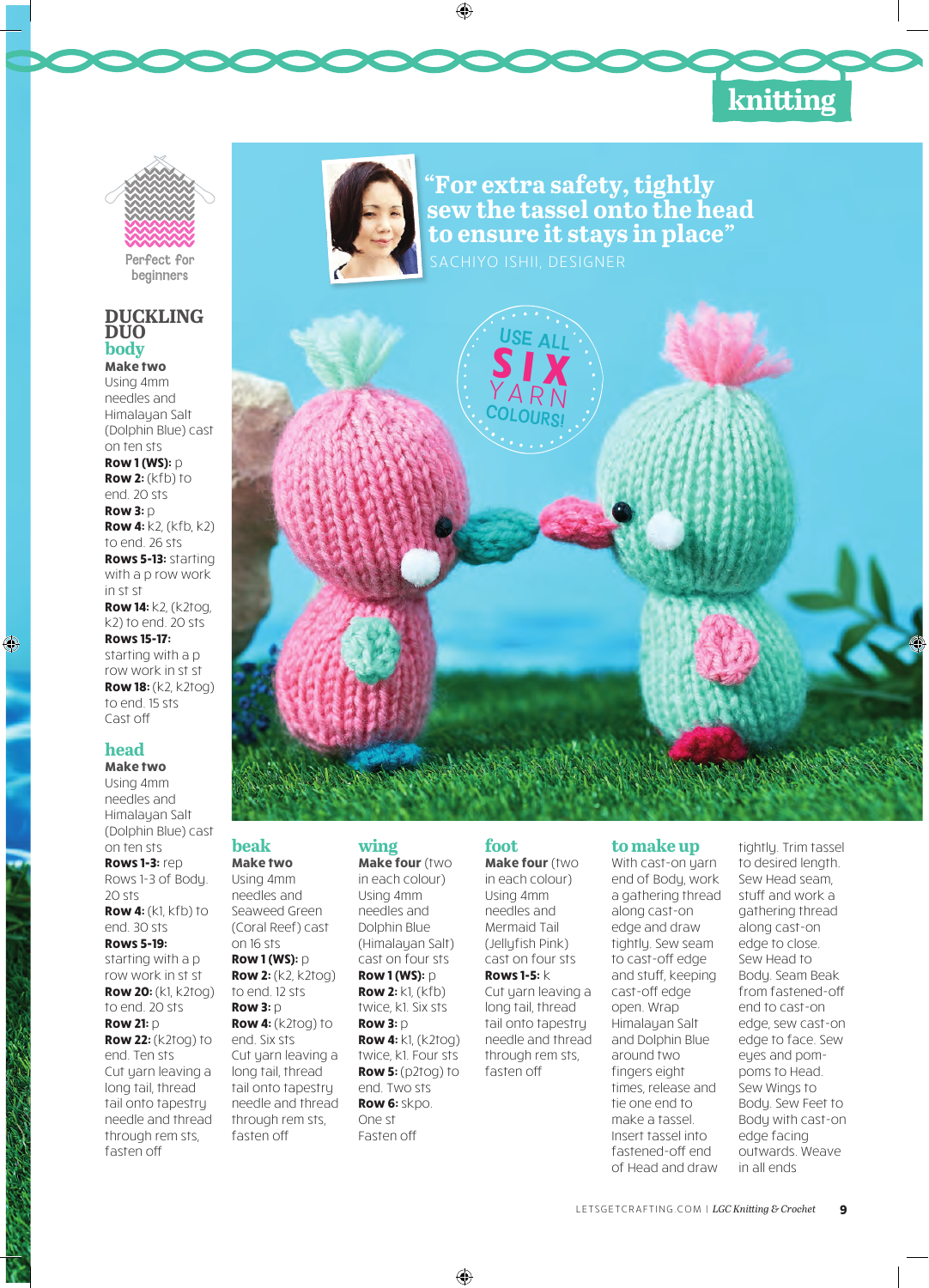knitting

Perfect for beginners

# DUCKLING DUO

## body

**Make two**

Using 4mm needles and Himalayan Salt (Dolphin Blue) cast on ten sts

**Row 1 (WS):** p

**Row 2:** (kfb) to end. 20 sts

**Row 3:** p

**Row 4:** k2, (kfb, k2) to end. 26 sts

**Rows 5-13:** starting with a p row work in st st

**Row 14:** k2, (k2tog, k2) to end. 20 sts

**Rows 15-17:** starting with a p row work in st st

**Row 18:** (k2, k2tog) to end. 15 sts

Cast off

## head

**Make two**

Using 4mm needles and Himalayan Salt (Dolphin Blue) cast on ten sts

**Rows 1-3:** rep Rows 1-3 of Body. 20 sts

**Row 4:** (k1, kfb) to end. 30 sts

**Rows 5-19:** starting with a p row work in st st

**Row 20:** (k1, k2tog) to end. 20 sts

**Row 21:** p

**Row 22:** (k2tog) to end. Ten sts

Cut yarn leaving a long tail, thread tail onto tapestry needle and thread through rem sts, fasten off

> "For extra safety, tightly sew the tassel onto the head to ensure it stays in place"
>
> SACHIYO ISHII, DESIGNER

USE ALL SIX YARN COLOURS!

## beak

**Make two**

Using 4mm needles and Seaweed Green (Coral Reef) cast on 16 sts

**Row 1 (WS):** p

**Row 2:** (k2, k2tog) to end. 12 sts

**Row 3:** p

**Row 4:** (k2tog) to end. Six sts

Cut yarn leaving a long tail, thread tail onto tapestry needle and thread through rem sts, fasten off

## wing

**Make four** (two in each colour)

Using 4mm needles and Dolphin Blue (Himalayan Salt) cast on four sts

**Row 1 (WS):** p

**Row 2:** k1, (kfb) twice, k1. Six sts

**Row 3:** p

**Row 4:** k1, (k2tog) twice, k1. Four sts

**Row 5:** (p2tog) to end. Two sts

**Row 6:** skpo. One st

Fasten off

## foot

**Make four** (two in each colour)

Using 4mm needles and Mermaid Tail (Jellyfish Pink) cast on four sts

**Rows 1-5:** k

Cut yarn leaving a long tail, thread tail onto tapestry needle and thread through rem sts, fasten off

## to make up

With cast-on yarn end of Body, work a gathering thread along cast-on edge and draw tightly. Sew seam to cast-off edge and stuff, keeping cast-off edge open. Wrap Himalayan Salt and Dolphin Blue around two fingers eight times, release and tie one end to make a tassel. Insert tassel into fastened-off end of Head and draw tightly. Trim tassel to desired length. Sew Head seam, stuff and work a gathering thread along cast-on edge to close. Sew Head to Body. Seam Beak from fastened-off end to cast-on edge, sew cast-on edge to face. Sew eyes and pom-poms to Head. Sew Wings to Body. Sew Feet to Body with cast-on edge facing outwards. Weave in all ends